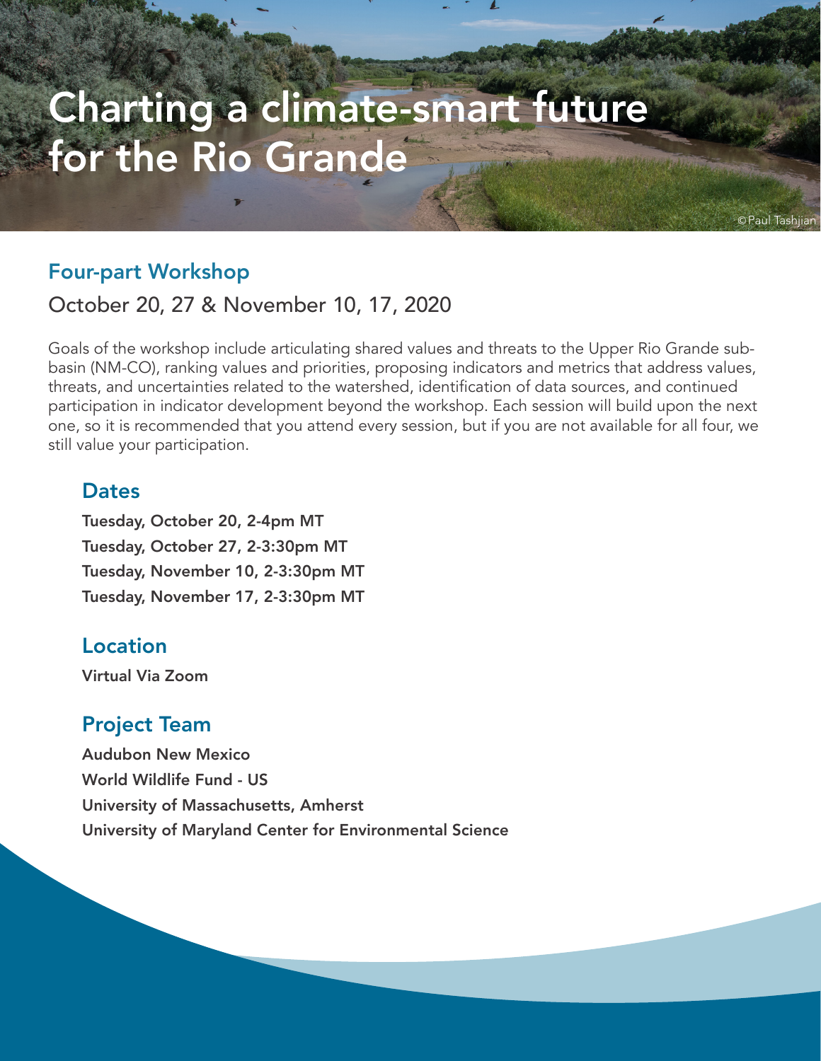# Charting a climate-smart future for the Rio Grande

©Paul Tashjian

## Four-part Workshop

October 20, 27 & November 10, 17, 2020

Goals of the workshop include articulating shared values and threats to the Upper Rio Grande sub-basin (NM-CO), ranking values and priorities, proposing indicators and metrics that address values, threats, and uncertainties related to the watershed, identification of data sources, and continued participation in indicator development beyond the workshop. Each session will build upon the next one, so it is recommended that you attend every session, but if you are not available for all four, we still value your participation.

### Dates

**Tuesday, October 20, 2-4pm MT**
**Tuesday, October 27, 2-3:30pm MT**
**Tuesday, November 10, 2-3:30pm MT**
**Tuesday, November 17, 2-3:30pm MT**

### Location

**Virtual Via Zoom**

### Project Team

**Audubon New Mexico**
**World Wildlife Fund - US**
**University of Massachusetts, Amherst**
**University of Maryland Center for Environmental Science**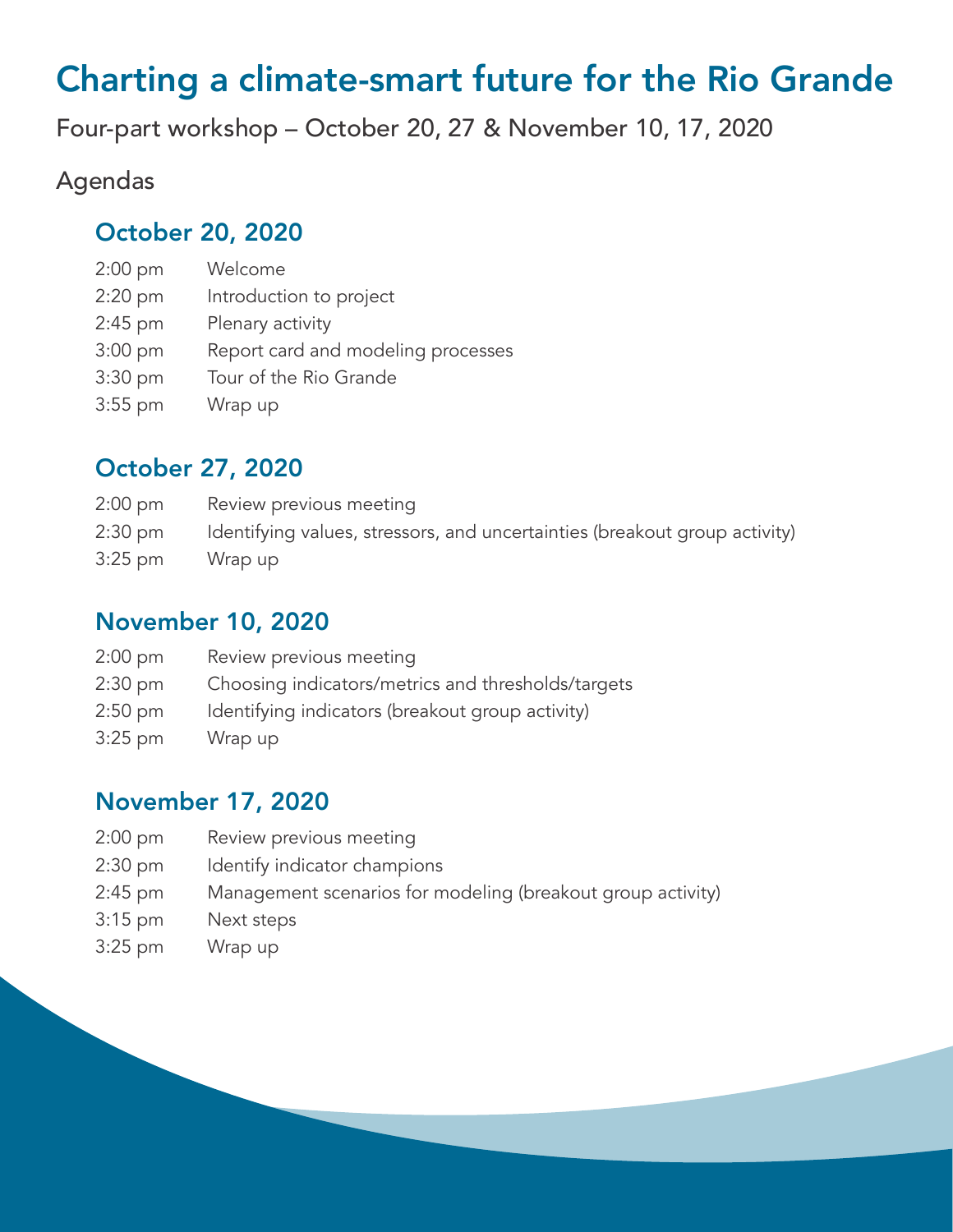# Charting a climate-smart future for the Rio Grande

Four-part workshop – October 20, 27 & November 10, 17, 2020

## Agendas

### October 20, 2020

| | |
|---|---|
| 2:00 pm | Welcome |
| 2:20 pm | Introduction to project |
| 2:45 pm | Plenary activity |
| 3:00 pm | Report card and modeling processes |
| 3:30 pm | Tour of the Rio Grande |
| 3:55 pm | Wrap up |

### October 27, 2020

| | |
|---|---|
| 2:00 pm | Review previous meeting |
| 2:30 pm | Identifying values, stressors, and uncertainties (breakout group activity) |
| 3:25 pm | Wrap up |

### November 10, 2020

| | |
|---|---|
| 2:00 pm | Review previous meeting |
| 2:30 pm | Choosing indicators/metrics and thresholds/targets |
| 2:50 pm | Identifying indicators (breakout group activity) |
| 3:25 pm | Wrap up |

### November 17, 2020

| | |
|---|---|
| 2:00 pm | Review previous meeting |
| 2:30 pm | Identify indicator champions |
| 2:45 pm | Management scenarios for modeling (breakout group activity) |
| 3:15 pm | Next steps |
| 3:25 pm | Wrap up |